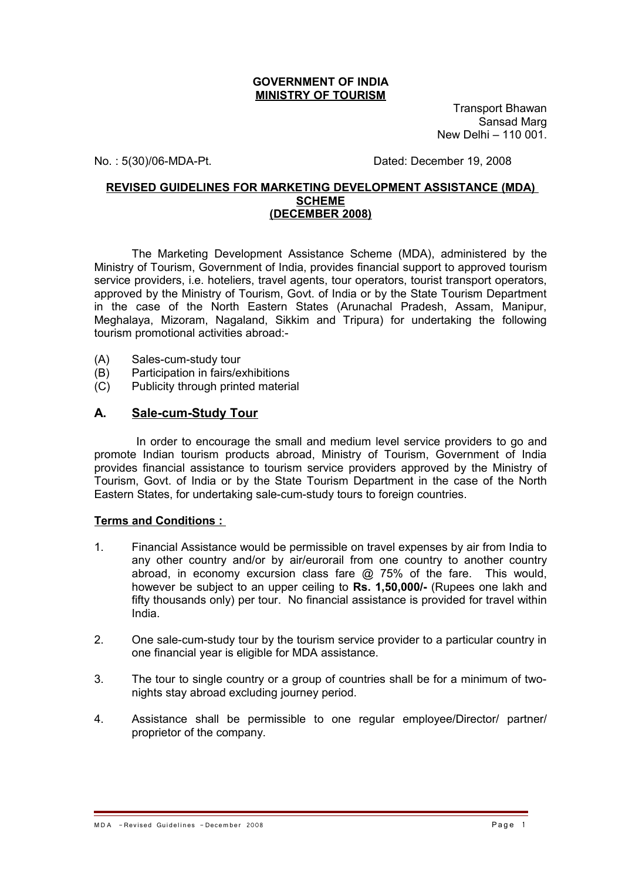**GOVERNMENT OF INDIA**
**MINISTRY OF TOURISM**

Transport Bhawan
Sansad Marg
New Delhi – 110 001.

No. : 5(30)/06-MDA-Pt. Dated: December 19, 2008

**REVISED GUIDELINES FOR MARKETING DEVELOPMENT ASSISTANCE (MDA) SCHEME**
**(DECEMBER 2008)**

The Marketing Development Assistance Scheme (MDA), administered by the Ministry of Tourism, Government of India, provides financial support to approved tourism service providers, i.e. hoteliers, travel agents, tour operators, tourist transport operators, approved by the Ministry of Tourism, Govt. of India or by the State Tourism Department in the case of the North Eastern States (Arunachal Pradesh, Assam, Manipur, Meghalaya, Mizoram, Nagaland, Sikkim and Tripura) for undertaking the following tourism promotional activities abroad:-

(A) Sales-cum-study tour
(B) Participation in fairs/exhibitions
(C) Publicity through printed material

## A. Sale-cum-Study Tour

In order to encourage the small and medium level service providers to go and promote Indian tourism products abroad, Ministry of Tourism, Government of India provides financial assistance to tourism service providers approved by the Ministry of Tourism, Govt. of India or by the State Tourism Department in the case of the North Eastern States, for undertaking sale-cum-study tours to foreign countries.

**Terms and Conditions :**

1. Financial Assistance would be permissible on travel expenses by air from India to any other country and/or by air/eurorail from one country to another country abroad, in economy excursion class fare @ 75% of the fare. This would, however be subject to an upper ceiling to **Rs. 1,50,000/-** (Rupees one lakh and fifty thousands only) per tour. No financial assistance is provided for travel within India.

2. One sale-cum-study tour by the tourism service provider to a particular country in one financial year is eligible for MDA assistance.

3. The tour to single country or a group of countries shall be for a minimum of two-nights stay abroad excluding journey period.

4. Assistance shall be permissible to one regular employee/Director/ partner/ proprietor of the company.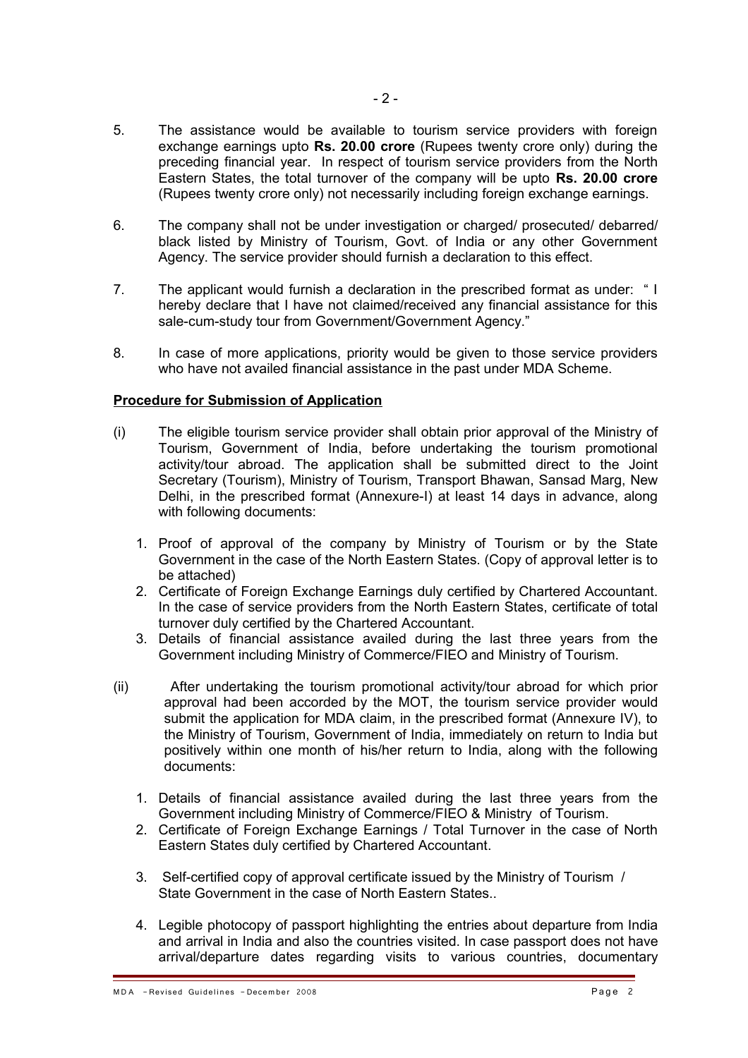5. The assistance would be available to tourism service providers with foreign exchange earnings upto **Rs. 20.00 crore** (Rupees twenty crore only) during the preceding financial year. In respect of tourism service providers from the North Eastern States, the total turnover of the company will be upto **Rs. 20.00 crore** (Rupees twenty crore only) not necessarily including foreign exchange earnings.

6. The company shall not be under investigation or charged/ prosecuted/ debarred/ black listed by Ministry of Tourism, Govt. of India or any other Government Agency. The service provider should furnish a declaration to this effect.

7. The applicant would furnish a declaration in the prescribed format as under: " I hereby declare that I have not claimed/received any financial assistance for this sale-cum-study tour from Government/Government Agency."

8. In case of more applications, priority would be given to those service providers who have not availed financial assistance in the past under MDA Scheme.

**Procedure for Submission of Application**

(i) The eligible tourism service provider shall obtain prior approval of the Ministry of Tourism, Government of India, before undertaking the tourism promotional activity/tour abroad. The application shall be submitted direct to the Joint Secretary (Tourism), Ministry of Tourism, Transport Bhawan, Sansad Marg, New Delhi, in the prescribed format (Annexure-I) at least 14 days in advance, along with following documents:

   1. Proof of approval of the company by Ministry of Tourism or by the State Government in the case of the North Eastern States. (Copy of approval letter is to be attached)
   2. Certificate of Foreign Exchange Earnings duly certified by Chartered Accountant. In the case of service providers from the North Eastern States, certificate of total turnover duly certified by the Chartered Accountant.
   3. Details of financial assistance availed during the last three years from the Government including Ministry of Commerce/FIEO and Ministry of Tourism.

(ii) After undertaking the tourism promotional activity/tour abroad for which prior approval had been accorded by the MOT, the tourism service provider would submit the application for MDA claim, in the prescribed format (Annexure IV), to the Ministry of Tourism, Government of India, immediately on return to India but positively within one month of his/her return to India, along with the following documents:

   1. Details of financial assistance availed during the last three years from the Government including Ministry of Commerce/FIEO & Ministry of Tourism.
   2. Certificate of Foreign Exchange Earnings / Total Turnover in the case of North Eastern States duly certified by Chartered Accountant.
   3. Self-certified copy of approval certificate issued by the Ministry of Tourism / State Government in the case of North Eastern States..
   4. Legible photocopy of passport highlighting the entries about departure from India and arrival in India and also the countries visited. In case passport does not have arrival/departure dates regarding visits to various countries, documentary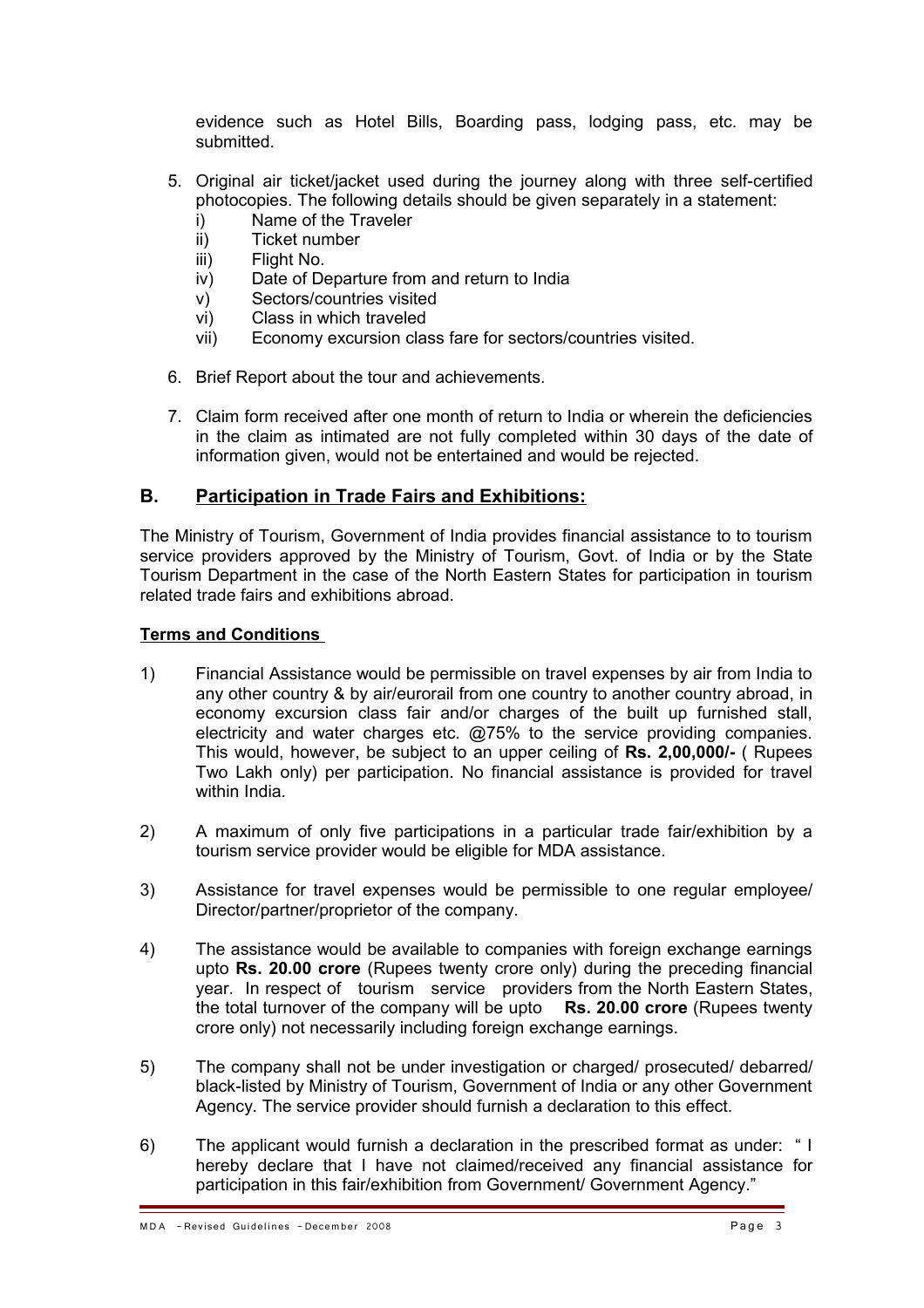evidence such as Hotel Bills, Boarding pass, lodging pass, etc. may be submitted.

5. Original air ticket/jacket used during the journey along with three self-certified photocopies. The following details should be given separately in a statement:
   i) Name of the Traveler
   ii) Ticket number
   iii) Flight No.
   iv) Date of Departure from and return to India
   v) Sectors/countries visited
   vi) Class in which traveled
   vii) Economy excursion class fare for sectors/countries visited.

6. Brief Report about the tour and achievements.

7. Claim form received after one month of return to India or wherein the deficiencies in the claim as intimated are not fully completed within 30 days of the date of information given, would not be entertained and would be rejected.

## B. Participation in Trade Fairs and Exhibitions:

The Ministry of Tourism, Government of India provides financial assistance to to tourism service providers approved by the Ministry of Tourism, Govt. of India or by the State Tourism Department in the case of the North Eastern States for participation in tourism related trade fairs and exhibitions abroad.

**Terms and Conditions**

1) Financial Assistance would be permissible on travel expenses by air from India to any other country & by air/eurorail from one country to another country abroad, in economy excursion class fair and/or charges of the built up furnished stall, electricity and water charges etc. @75% to the service providing companies. This would, however, be subject to an upper ceiling of **Rs. 2,00,000/-** ( Rupees Two Lakh only) per participation. No financial assistance is provided for travel within India.

2) A maximum of only five participations in a particular trade fair/exhibition by a tourism service provider would be eligible for MDA assistance.

3) Assistance for travel expenses would be permissible to one regular employee/ Director/partner/proprietor of the company.

4) The assistance would be available to companies with foreign exchange earnings upto **Rs. 20.00 crore** (Rupees twenty crore only) during the preceding financial year. In respect of tourism service providers from the North Eastern States, the total turnover of the company will be upto **Rs. 20.00 crore** (Rupees twenty crore only) not necessarily including foreign exchange earnings.

5) The company shall not be under investigation or charged/ prosecuted/ debarred/ black-listed by Ministry of Tourism, Government of India or any other Government Agency. The service provider should furnish a declaration to this effect.

6) The applicant would furnish a declaration in the prescribed format as under: " I hereby declare that I have not claimed/received any financial assistance for participation in this fair/exhibition from Government/ Government Agency."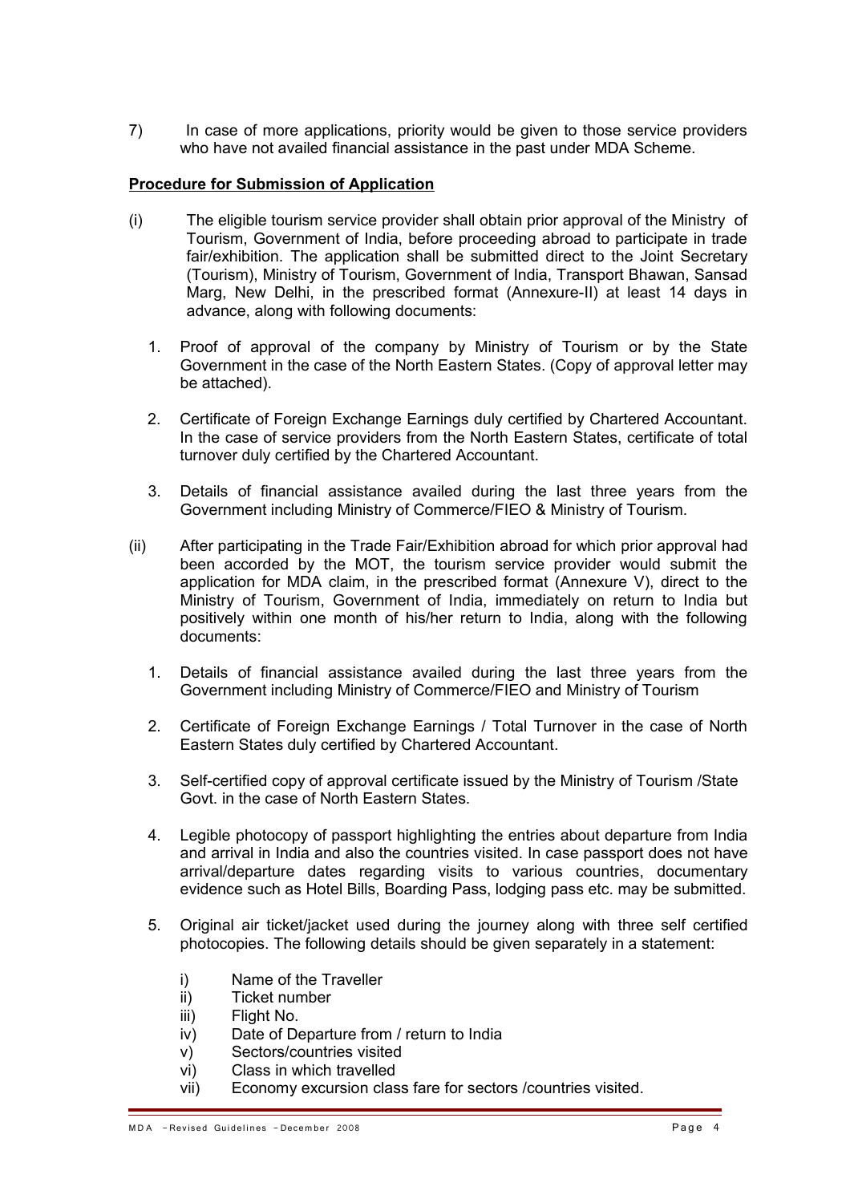7) In case of more applications, priority would be given to those service providers who have not availed financial assistance in the past under MDA Scheme.

**Procedure for Submission of Application**

(i) The eligible tourism service provider shall obtain prior approval of the Ministry of Tourism, Government of India, before proceeding abroad to participate in trade fair/exhibition. The application shall be submitted direct to the Joint Secretary (Tourism), Ministry of Tourism, Government of India, Transport Bhawan, Sansad Marg, New Delhi, in the prescribed format (Annexure-II) at least 14 days in advance, along with following documents:

   1. Proof of approval of the company by Ministry of Tourism or by the State Government in the case of the North Eastern States. (Copy of approval letter may be attached).

   2. Certificate of Foreign Exchange Earnings duly certified by Chartered Accountant. In the case of service providers from the North Eastern States, certificate of total turnover duly certified by the Chartered Accountant.

   3. Details of financial assistance availed during the last three years from the Government including Ministry of Commerce/FIEO & Ministry of Tourism.

(ii) After participating in the Trade Fair/Exhibition abroad for which prior approval had been accorded by the MOT, the tourism service provider would submit the application for MDA claim, in the prescribed format (Annexure V), direct to the Ministry of Tourism, Government of India, immediately on return to India but positively within one month of his/her return to India, along with the following documents:

   1. Details of financial assistance availed during the last three years from the Government including Ministry of Commerce/FIEO and Ministry of Tourism

   2. Certificate of Foreign Exchange Earnings / Total Turnover in the case of North Eastern States duly certified by Chartered Accountant.

   3. Self-certified copy of approval certificate issued by the Ministry of Tourism /State Govt. in the case of North Eastern States.

   4. Legible photocopy of passport highlighting the entries about departure from India and arrival in India and also the countries visited. In case passport does not have arrival/departure dates regarding visits to various countries, documentary evidence such as Hotel Bills, Boarding Pass, lodging pass etc. may be submitted.

   5. Original air ticket/jacket used during the journey along with three self certified photocopies. The following details should be given separately in a statement:

      i) Name of the Traveller
      ii) Ticket number
      iii) Flight No.
      iv) Date of Departure from / return to India
      v) Sectors/countries visited
      vi) Class in which travelled
      vii) Economy excursion class fare for sectors /countries visited.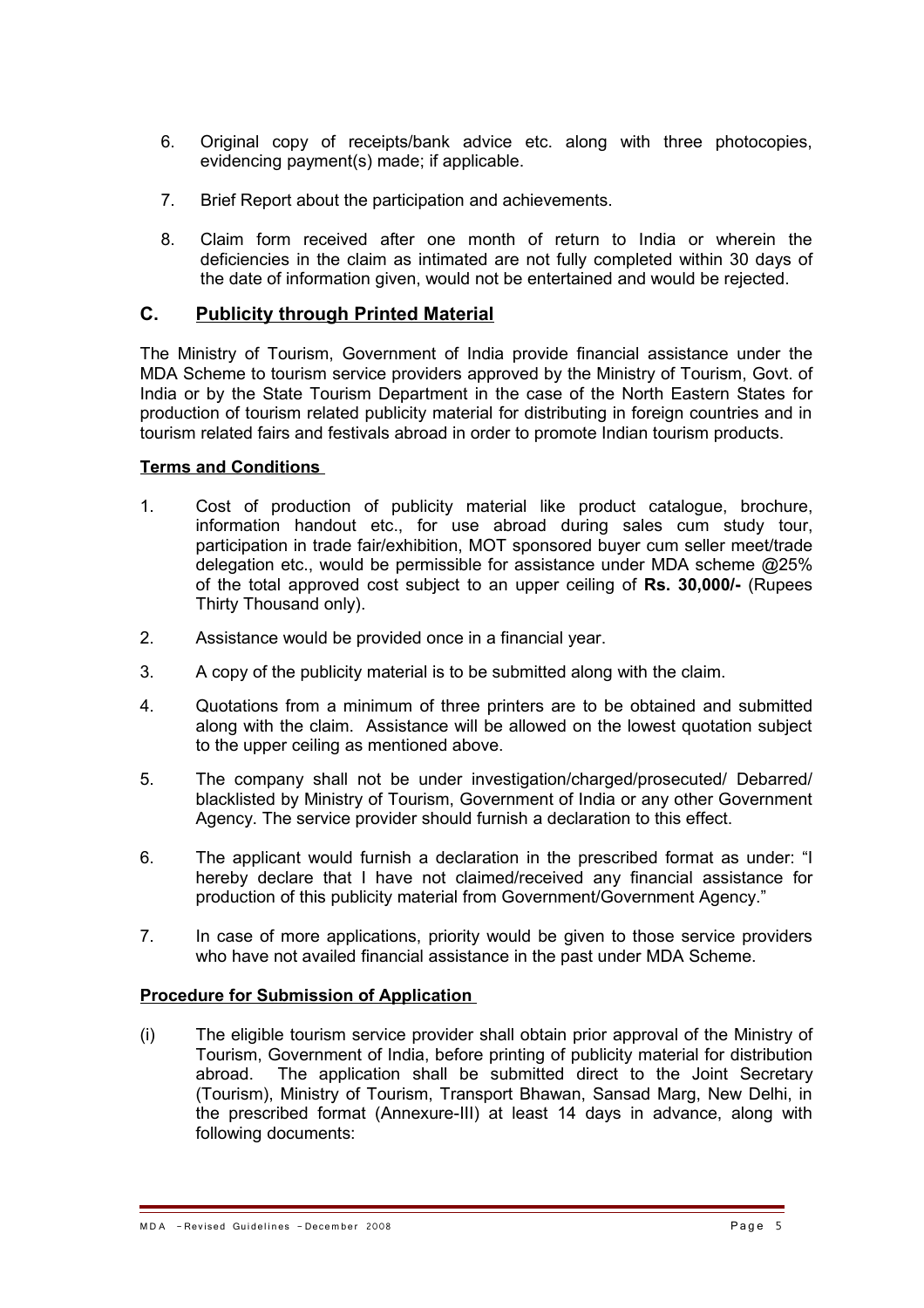6. Original copy of receipts/bank advice etc. along with three photocopies, evidencing payment(s) made; if applicable.

7. Brief Report about the participation and achievements.

8. Claim form received after one month of return to India or wherein the deficiencies in the claim as intimated are not fully completed within 30 days of the date of information given, would not be entertained and would be rejected.

## C. Publicity through Printed Material

The Ministry of Tourism, Government of India provide financial assistance under the MDA Scheme to tourism service providers approved by the Ministry of Tourism, Govt. of India or by the State Tourism Department in the case of the North Eastern States for production of tourism related publicity material for distributing in foreign countries and in tourism related fairs and festivals abroad in order to promote Indian tourism products.

**Terms and Conditions**

1. Cost of production of publicity material like product catalogue, brochure, information handout etc., for use abroad during sales cum study tour, participation in trade fair/exhibition, MOT sponsored buyer cum seller meet/trade delegation etc., would be permissible for assistance under MDA scheme @25% of the total approved cost subject to an upper ceiling of **Rs. 30,000/-** (Rupees Thirty Thousand only).

2. Assistance would be provided once in a financial year.

3. A copy of the publicity material is to be submitted along with the claim.

4. Quotations from a minimum of three printers are to be obtained and submitted along with the claim. Assistance will be allowed on the lowest quotation subject to the upper ceiling as mentioned above.

5. The company shall not be under investigation/charged/prosecuted/ Debarred/ blacklisted by Ministry of Tourism, Government of India or any other Government Agency. The service provider should furnish a declaration to this effect.

6. The applicant would furnish a declaration in the prescribed format as under: "I hereby declare that I have not claimed/received any financial assistance for production of this publicity material from Government/Government Agency."

7. In case of more applications, priority would be given to those service providers who have not availed financial assistance in the past under MDA Scheme.

**Procedure for Submission of Application**

(i) The eligible tourism service provider shall obtain prior approval of the Ministry of Tourism, Government of India, before printing of publicity material for distribution abroad. The application shall be submitted direct to the Joint Secretary (Tourism), Ministry of Tourism, Transport Bhawan, Sansad Marg, New Delhi, in the prescribed format (Annexure-III) at least 14 days in advance, along with following documents: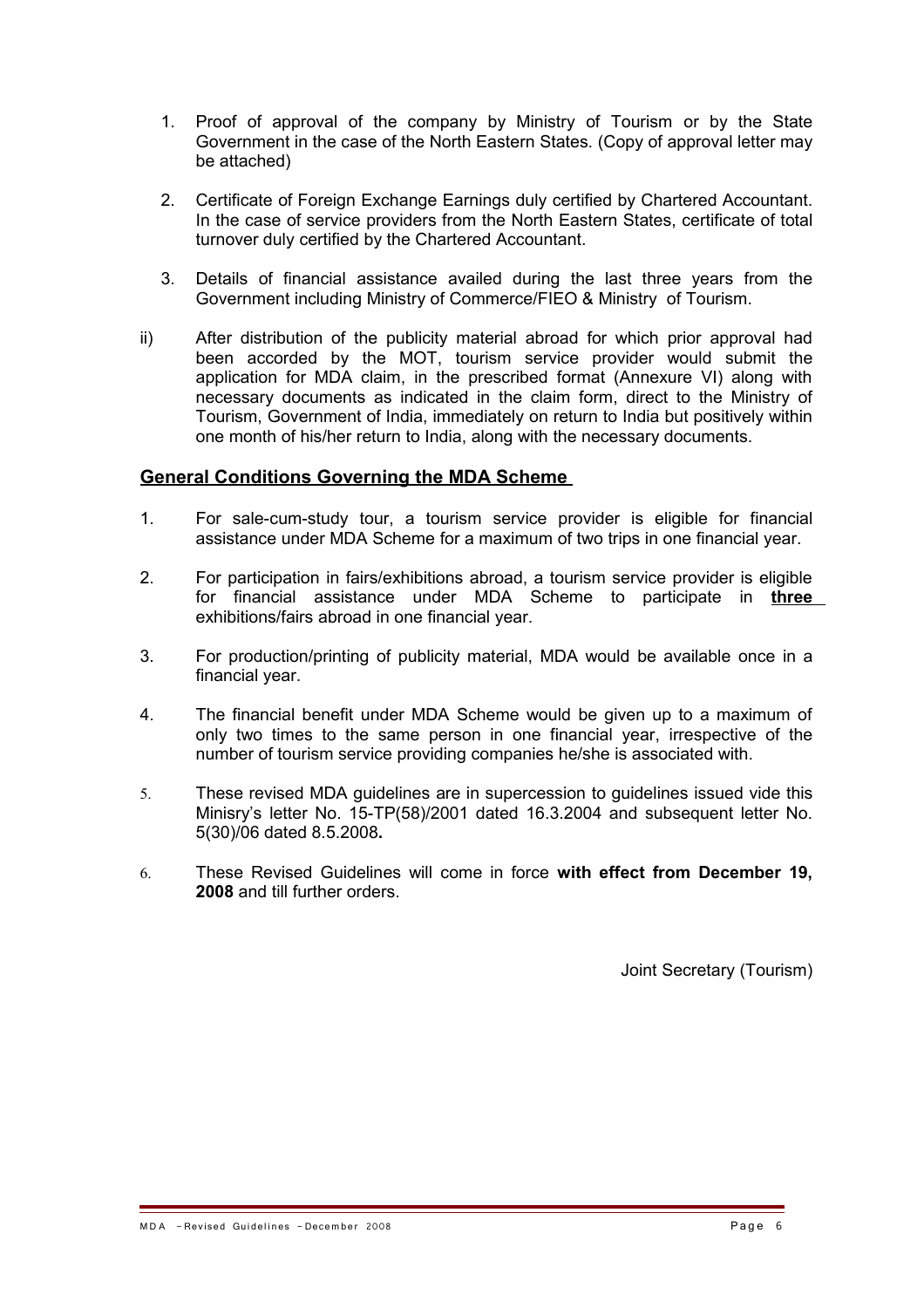1. Proof of approval of the company by Ministry of Tourism or by the State Government in the case of the North Eastern States. (Copy of approval letter may be attached)

2. Certificate of Foreign Exchange Earnings duly certified by Chartered Accountant. In the case of service providers from the North Eastern States, certificate of total turnover duly certified by the Chartered Accountant.

3. Details of financial assistance availed during the last three years from the Government including Ministry of Commerce/FIEO & Ministry of Tourism.

ii) After distribution of the publicity material abroad for which prior approval had been accorded by the MOT, tourism service provider would submit the application for MDA claim, in the prescribed format (Annexure VI) along with necessary documents as indicated in the claim form, direct to the Ministry of Tourism, Government of India, immediately on return to India but positively within one month of his/her return to India, along with the necessary documents.

## General Conditions Governing the MDA Scheme

1. For sale-cum-study tour, a tourism service provider is eligible for financial assistance under MDA Scheme for a maximum of two trips in one financial year.

2. For participation in fairs/exhibitions abroad, a tourism service provider is eligible for financial assistance under MDA Scheme to participate in **three** exhibitions/fairs abroad in one financial year.

3. For production/printing of publicity material, MDA would be available once in a financial year.

4. The financial benefit under MDA Scheme would be given up to a maximum of only two times to the same person in one financial year, irrespective of the number of tourism service providing companies he/she is associated with.

5. These revised MDA guidelines are in supercession to guidelines issued vide this Minisry's letter No. 15-TP(58)/2001 dated 16.3.2004 and subsequent letter No. 5(30)/06 dated 8.5.2008**.**

6. These Revised Guidelines will come in force **with effect from December 19, 2008** and till further orders.

Joint Secretary (Tourism)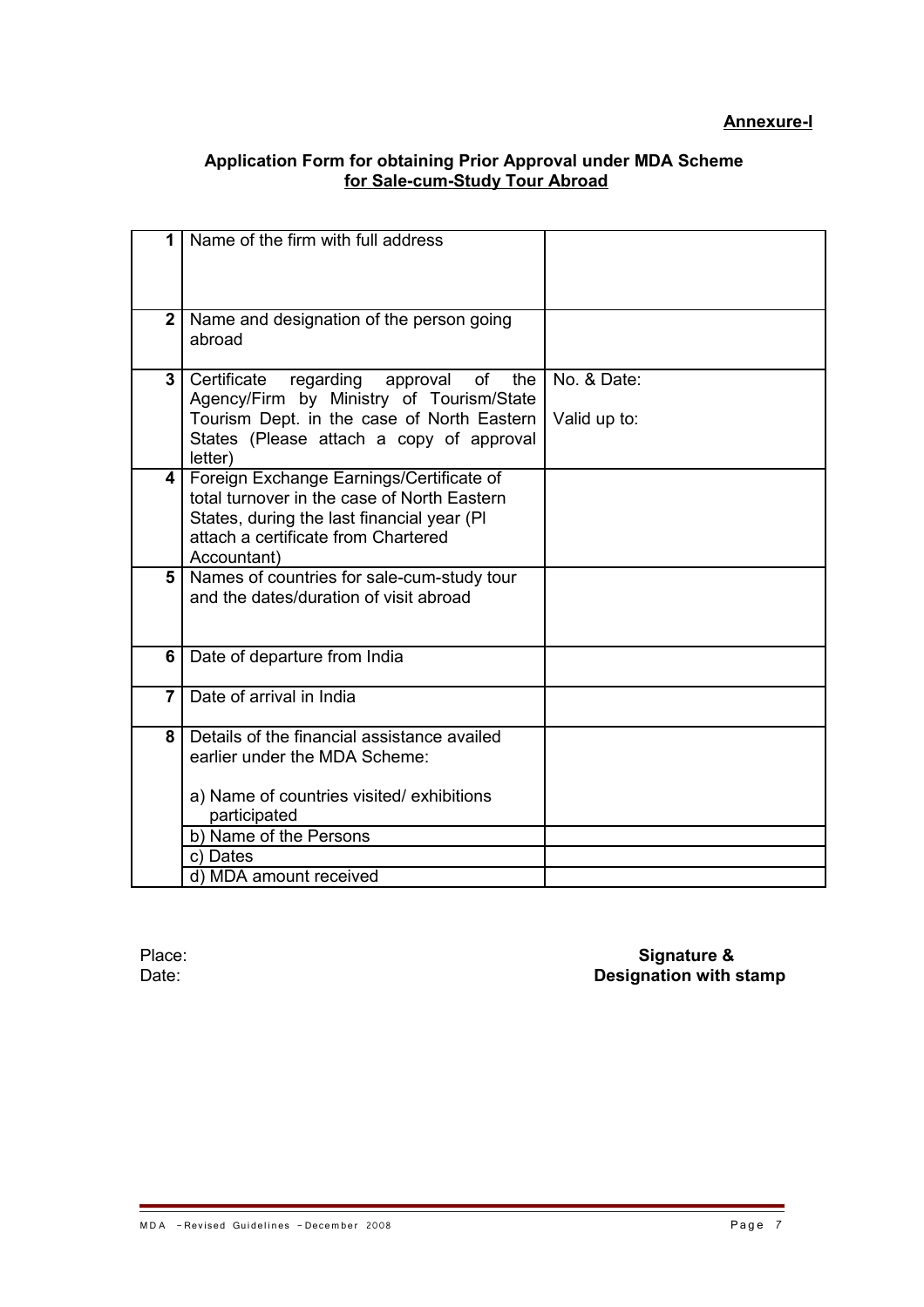**Annexure-I**

**Application Form for obtaining Prior Approval under MDA Scheme for Sale-cum-Study Tour Abroad**

| | | |
|---|---|---|
| **1** | Name of the firm with full address | |
| **2** | Name and designation of the person going abroad | |
| **3** | Certificate regarding approval of the Agency/Firm by Ministry of Tourism/State Tourism Dept. in the case of North Eastern States (Please attach a copy of approval letter) | No. & Date:<br><br>Valid up to: |
| **4** | Foreign Exchange Earnings/Certificate of total turnover in the case of North Eastern States, during the last financial year (Pl attach a certificate from Chartered Accountant) | |
| **5** | Names of countries for sale-cum-study tour and the dates/duration of visit abroad | |
| **6** | Date of departure from India | |
| **7** | Date of arrival in India | |
| **8** | Details of the financial assistance availed earlier under the MDA Scheme:<br><br>a) Name of countries visited/ exhibitions participated | |
| | b) Name of the Persons | |
| | c) Dates | |
| | d) MDA amount received | |

Place:
Date:

**Signature &**
**Designation with stamp**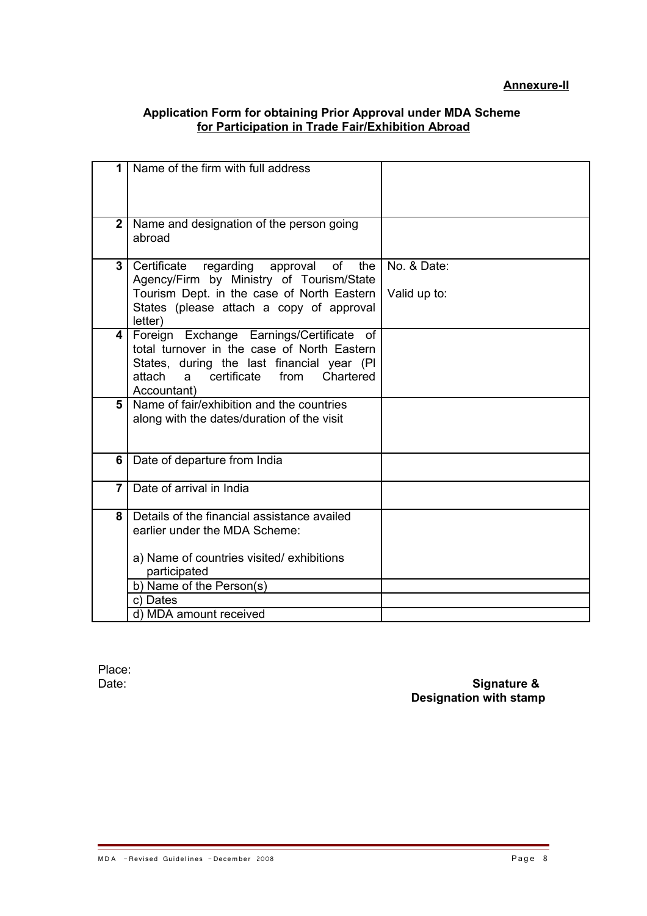**Annexure-II**

**Application Form for obtaining Prior Approval under MDA Scheme for Participation in Trade Fair/Exhibition Abroad**

| | | |
|---|---|---|
| **1** | Name of the firm with full address | |
| **2** | Name and designation of the person going abroad | |
| **3** | Certificate regarding approval of the Agency/Firm by Ministry of Tourism/State Tourism Dept. in the case of North Eastern States (please attach a copy of approval letter) | No. & Date:<br><br>Valid up to: |
| **4** | Foreign Exchange Earnings/Certificate of total turnover in the case of North Eastern States, during the last financial year (Pl attach a certificate from Chartered Accountant) | |
| **5** | Name of fair/exhibition and the countries along with the dates/duration of the visit | |
| **6** | Date of departure from India | |
| **7** | Date of arrival in India | |
| **8** | Details of the financial assistance availed earlier under the MDA Scheme:<br><br>a) Name of countries visited/ exhibitions participated | |
| | b) Name of the Person(s) | |
| | c) Dates | |
| | d) MDA amount received | |

Place:
Date:

**Signature &**
**Designation with stamp**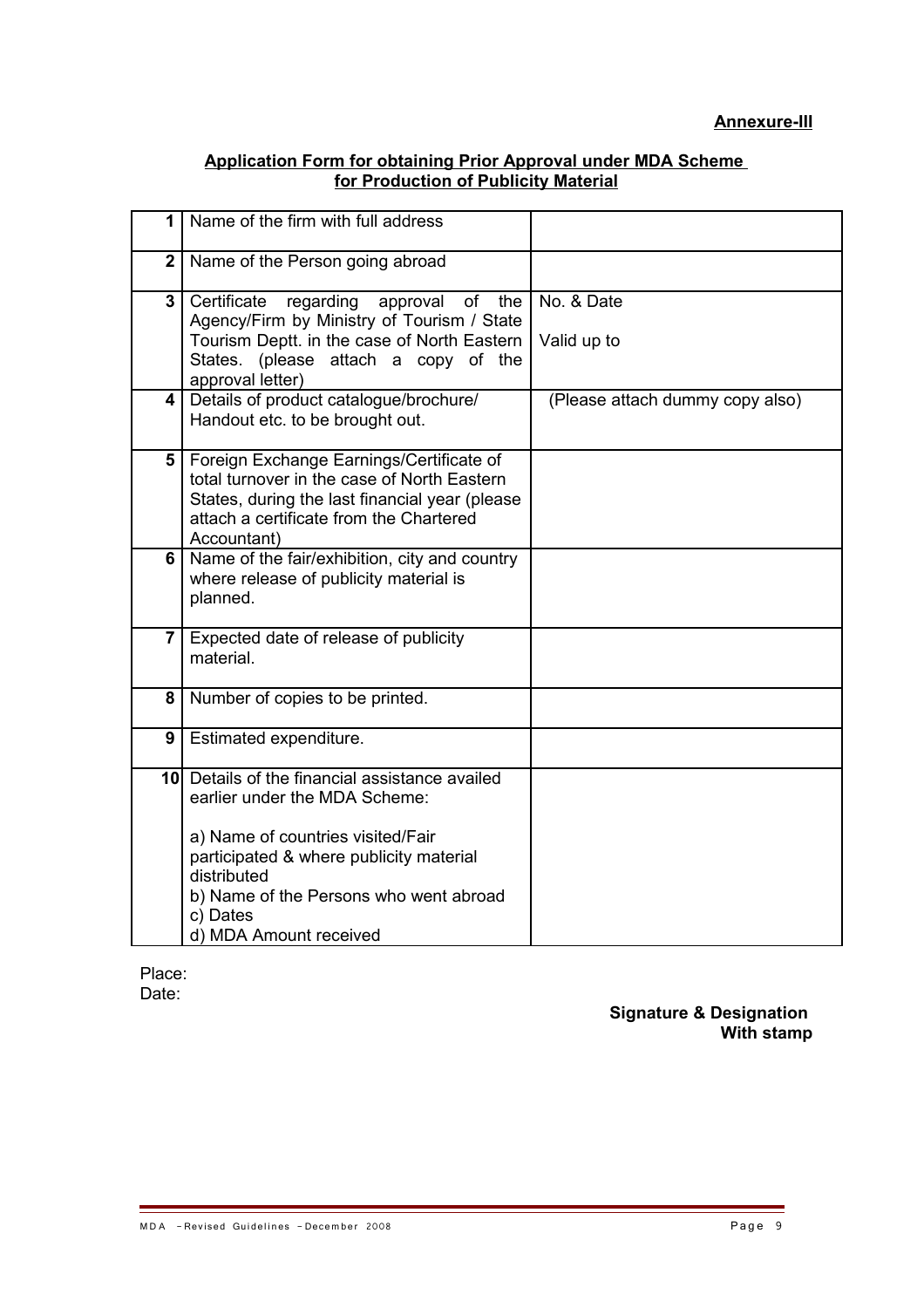**Annexure-III**

**Application Form for obtaining Prior Approval under MDA Scheme for Production of Publicity Material**

| | | |
|---|---|---|
| **1** | Name of the firm with full address | |
| **2** | Name of the Person going abroad | |
| **3** | Certificate regarding approval of the Agency/Firm by Ministry of Tourism / State Tourism Deptt. in the case of North Eastern States. (please attach a copy of the approval letter) | No. & Date<br><br>Valid up to |
| **4** | Details of product catalogue/brochure/ Handout etc. to be brought out. | (Please attach dummy copy also) |
| **5** | Foreign Exchange Earnings/Certificate of total turnover in the case of North Eastern States, during the last financial year (please attach a certificate from the Chartered Accountant) | |
| **6** | Name of the fair/exhibition, city and country where release of publicity material is planned. | |
| **7** | Expected date of release of publicity material. | |
| **8** | Number of copies to be printed. | |
| **9** | Estimated expenditure. | |
| **10** | Details of the financial assistance availed earlier under the MDA Scheme:<br><br>a) Name of countries visited/Fair participated & where publicity material distributed<br>b) Name of the Persons who went abroad<br>c) Dates<br>d) MDA Amount received | |

Place:
Date:

**Signature & Designation**
**With stamp**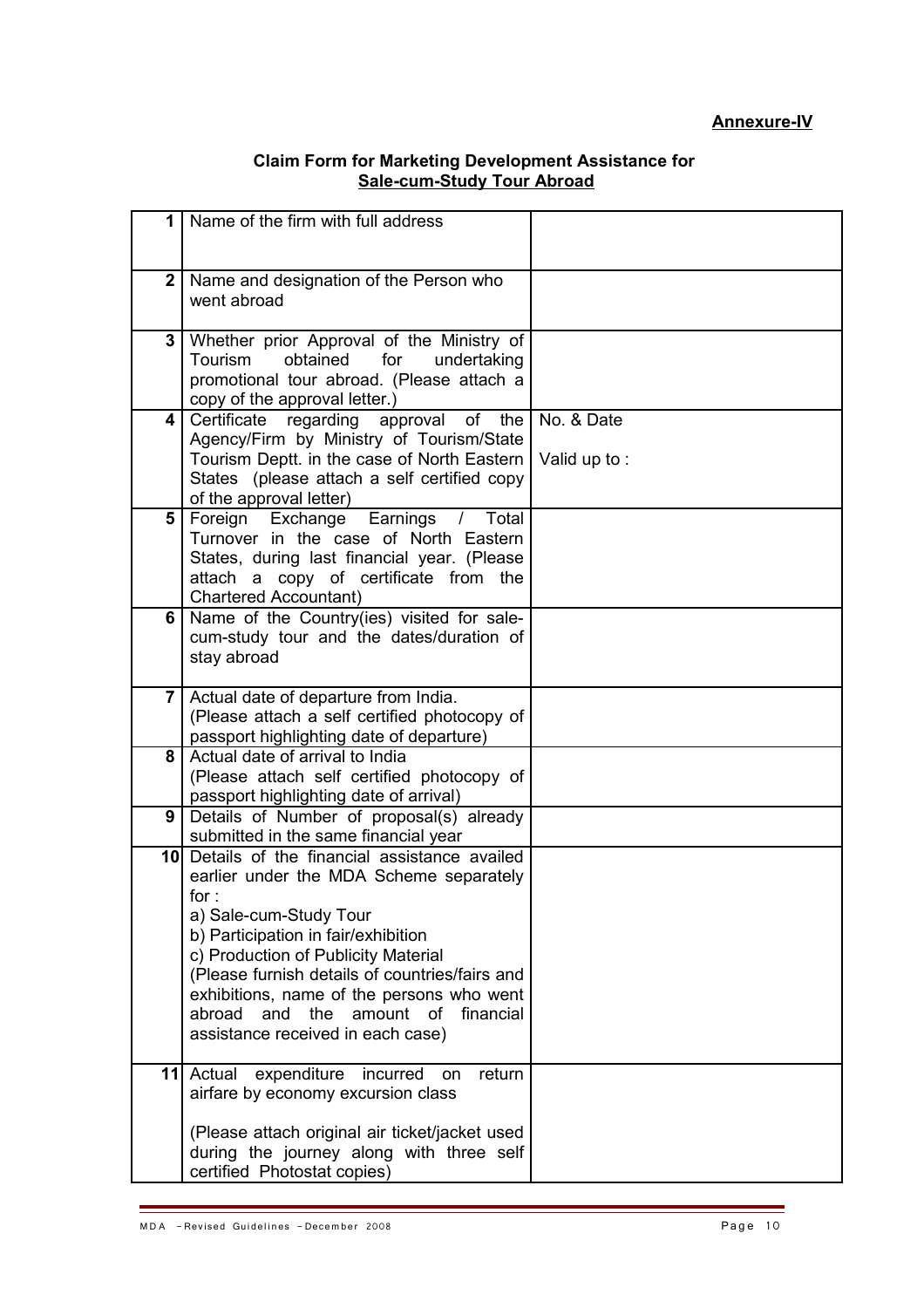**Annexure-IV**

**Claim Form for Marketing Development Assistance for <u>Sale-cum-Study Tour Abroad</u>**

| | | |
|---|---|---|
| 1 | Name of the firm with full address | |
| 2 | Name and designation of the Person who went abroad | |
| 3 | Whether prior Approval of the Ministry of Tourism obtained for undertaking promotional tour abroad. (Please attach a copy of the approval letter.) | |
| 4 | Certificate regarding approval of the Agency/Firm by Ministry of Tourism/State Tourism Deptt. in the case of North Eastern States (please attach a self certified copy of the approval letter) | No. & Date<br><br>Valid up to : |
| 5 | Foreign Exchange Earnings / Total Turnover in the case of North Eastern States, during last financial year. (Please attach a copy of certificate from the Chartered Accountant) | |
| 6 | Name of the Country(ies) visited for sale-cum-study tour and the dates/duration of stay abroad | |
| 7 | Actual date of departure from India.<br>(Please attach a self certified photocopy of passport highlighting date of departure) | |
| 8 | Actual date of arrival to India<br>(Please attach self certified photocopy of passport highlighting date of arrival) | |
| 9 | Details of Number of proposal(s) already submitted in the same financial year | |
| 10 | Details of the financial assistance availed earlier under the MDA Scheme separately for :<br>a) Sale-cum-Study Tour<br>b) Participation in fair/exhibition<br>c) Production of Publicity Material<br>(Please furnish details of countries/fairs and exhibitions, name of the persons who went abroad and the amount of financial assistance received in each case) | |
| 11 | Actual expenditure incurred on return airfare by economy excursion class<br><br>(Please attach original air ticket/jacket used during the journey along with three self certified Photostat copies) | |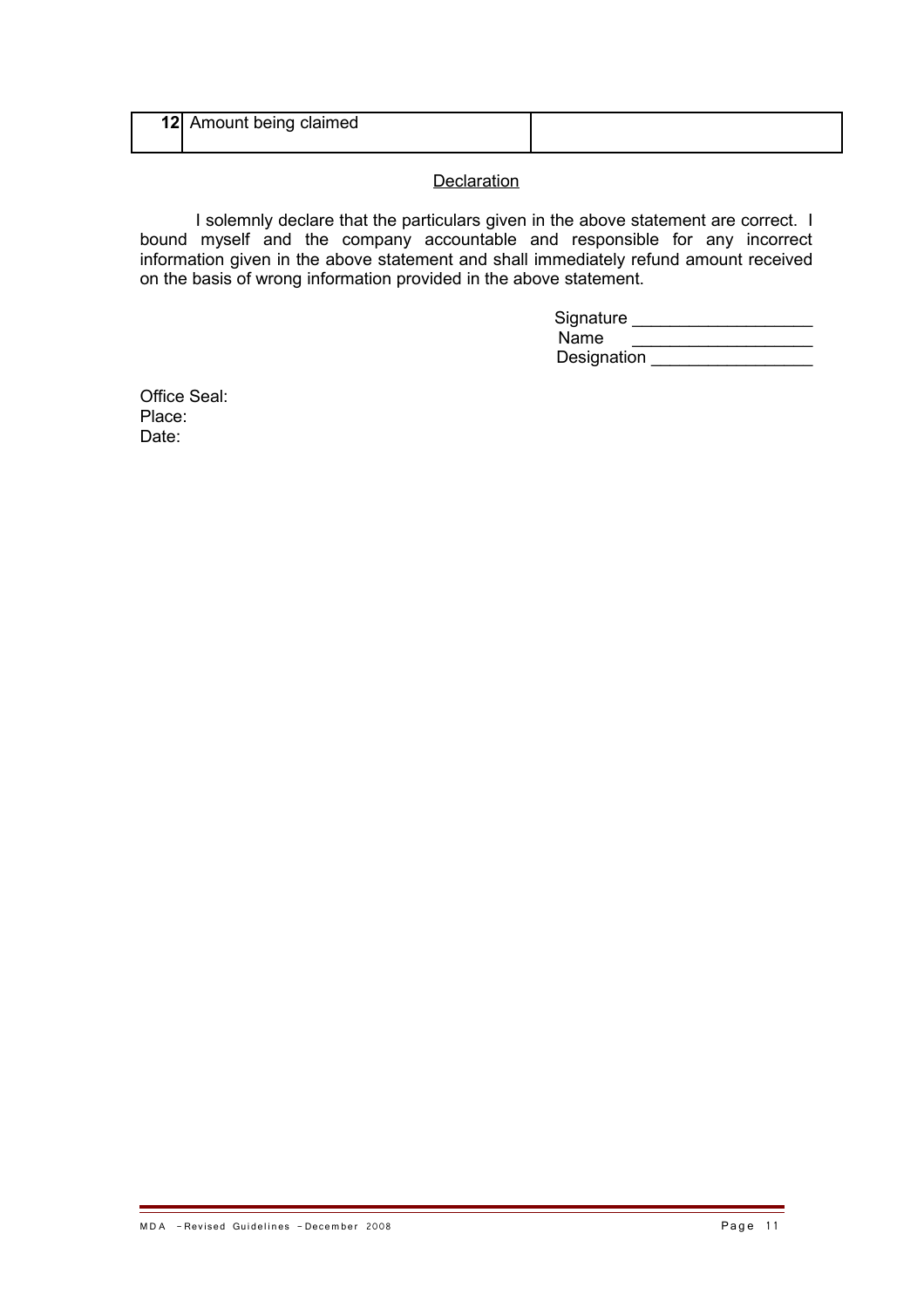| 12 | Amount being claimed | |
|---|---|---|

<u>Declaration</u>

I solemnly declare that the particulars given in the above statement are correct. I bound myself and the company accountable and responsible for any incorrect information given in the above statement and shall immediately refund amount received on the basis of wrong information provided in the above statement.

Signature ___________________
Name ___________________
Designation _________________

Office Seal:
Place:
Date: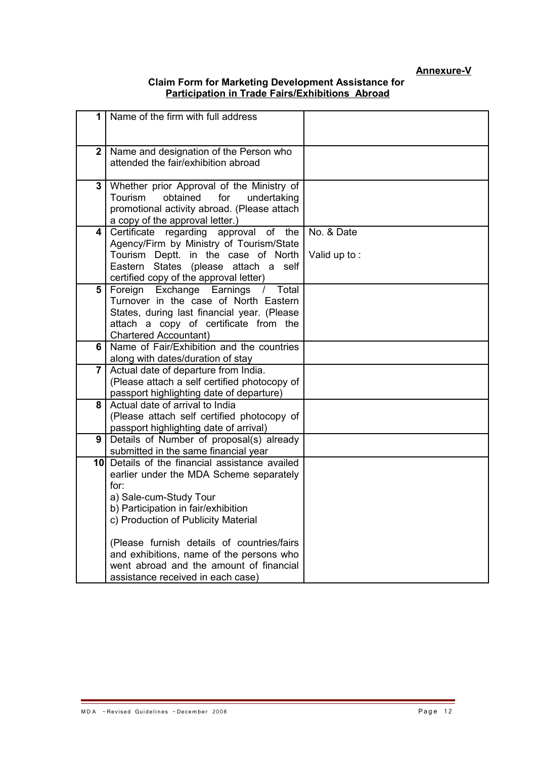**Annexure-V**

## Claim Form for Marketing Development Assistance for Participation in Trade Fairs/Exhibitions Abroad

| | | |
|---|---|---|
| 1 | Name of the firm with full address | |
| 2 | Name and designation of the Person who attended the fair/exhibition abroad | |
| 3 | Whether prior Approval of the Ministry of Tourism obtained for undertaking promotional activity abroad. (Please attach a copy of the approval letter.) | |
| 4 | Certificate regarding approval of the Agency/Firm by Ministry of Tourism/State Tourism Deptt. in the case of North Eastern States (please attach a self certified copy of the approval letter) | No. & Date<br><br>Valid up to : |
| 5 | Foreign Exchange Earnings / Total Turnover in the case of North Eastern States, during last financial year. (Please attach a copy of certificate from the Chartered Accountant) | |
| 6 | Name of Fair/Exhibition and the countries along with dates/duration of stay | |
| 7 | Actual date of departure from India. (Please attach a self certified photocopy of passport highlighting date of departure) | |
| 8 | Actual date of arrival to India (Please attach self certified photocopy of passport highlighting date of arrival) | |
| 9 | Details of Number of proposal(s) already submitted in the same financial year | |
| 10 | Details of the financial assistance availed earlier under the MDA Scheme separately for:<br>a) Sale-cum-Study Tour<br>b) Participation in fair/exhibition<br>c) Production of Publicity Material<br><br>(Please furnish details of countries/fairs and exhibitions, name of the persons who went abroad and the amount of financial assistance received in each case) | |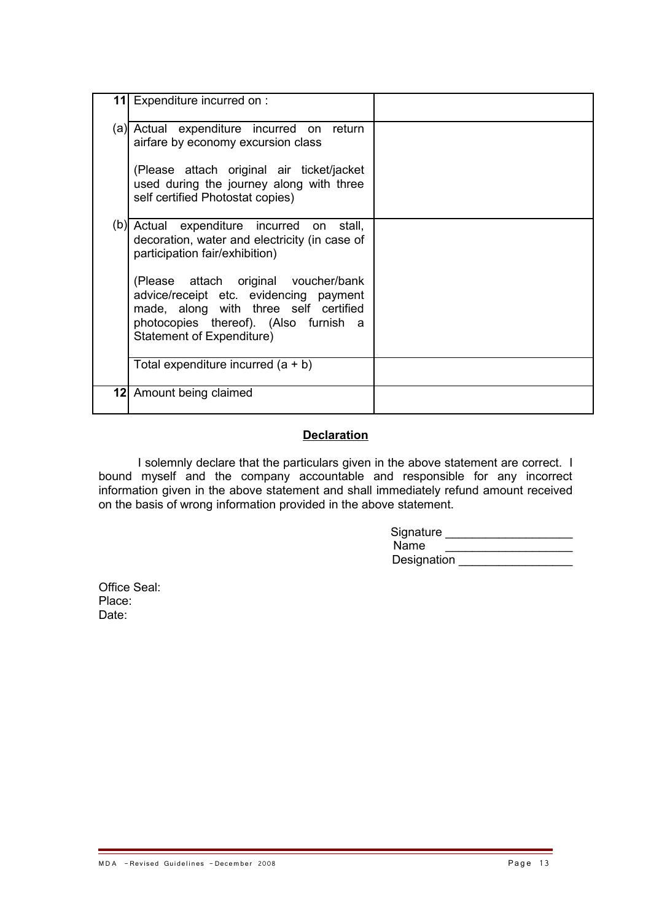| | | |
|---|---|---|
| **11** | Expenditure incurred on : | |
| (a) | Actual expenditure incurred on return airfare by economy excursion class<br><br>(Please attach original air ticket/jacket used during the journey along with three self certified Photostat copies) | |
| (b) | Actual expenditure incurred on stall, decoration, water and electricity (in case of participation fair/exhibition)<br><br>(Please attach original voucher/bank advice/receipt etc. evidencing payment made, along with three self certified photocopies thereof). (Also furnish a Statement of Expenditure) | |
| | Total expenditure incurred (a + b) | |
| **12** | Amount being claimed | |

## **<u>Declaration</u>**

I solemnly declare that the particulars given in the above statement are correct. I bound myself and the company accountable and responsible for any incorrect information given in the above statement and shall immediately refund amount received on the basis of wrong information provided in the above statement.

Signature ___________________
Name ___________________
Designation _________________

Office Seal:
Place:
Date: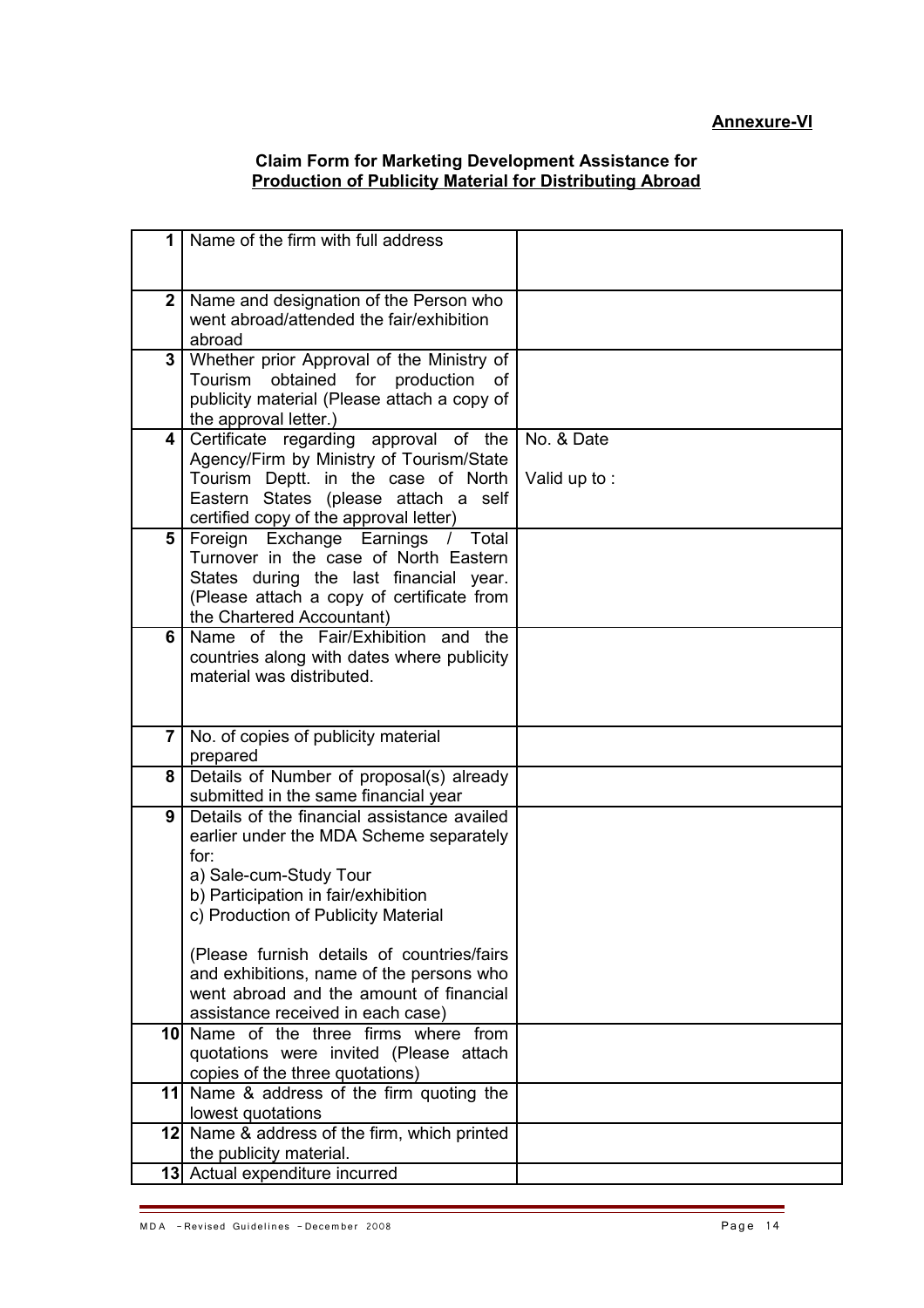**Annexure-VI**

**Claim Form for Marketing Development Assistance for**
**Production of Publicity Material for Distributing Abroad**

| | | |
|---|---|---|
| **1** | Name of the firm with full address | |
| **2** | Name and designation of the Person who went abroad/attended the fair/exhibition abroad | |
| **3** | Whether prior Approval of the Ministry of Tourism obtained for production of publicity material (Please attach a copy of the approval letter.) | |
| **4** | Certificate regarding approval of the Agency/Firm by Ministry of Tourism/State Tourism Deptt. in the case of North Eastern States (please attach a self certified copy of the approval letter) | No. & Date<br><br>Valid up to : |
| **5** | Foreign Exchange Earnings / Total Turnover in the case of North Eastern States during the last financial year. (Please attach a copy of certificate from the Chartered Accountant) | |
| **6** | Name of the Fair/Exhibition and the countries along with dates where publicity material was distributed. | |
| **7** | No. of copies of publicity material prepared | |
| **8** | Details of Number of proposal(s) already submitted in the same financial year | |
| **9** | Details of the financial assistance availed earlier under the MDA Scheme separately for:<br>a) Sale-cum-Study Tour<br>b) Participation in fair/exhibition<br>c) Production of Publicity Material<br><br>(Please furnish details of countries/fairs and exhibitions, name of the persons who went abroad and the amount of financial assistance received in each case) | |
| **10** | Name of the three firms where from quotations were invited (Please attach copies of the three quotations) | |
| **11** | Name & address of the firm quoting the lowest quotations | |
| **12** | Name & address of the firm, which printed the publicity material. | |
| **13** | Actual expenditure incurred | |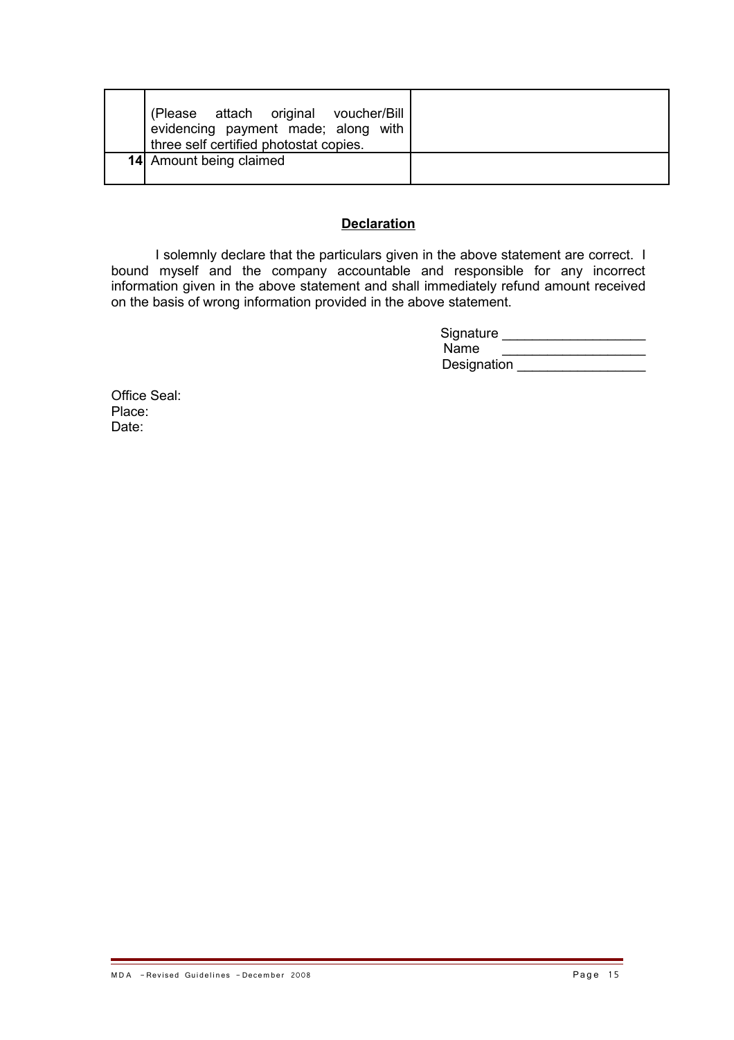| | | |
|---|---|---|
| | (Please attach original voucher/Bill evidencing payment made; along with three self certified photostat copies. | |
| **14** | Amount being claimed | |

**Declaration**

I solemnly declare that the particulars given in the above statement are correct. I bound myself and the company accountable and responsible for any incorrect information given in the above statement and shall immediately refund amount received on the basis of wrong information provided in the above statement.

Signature ___________________
Name ___________________
Designation _________________

Office Seal:
Place:
Date: